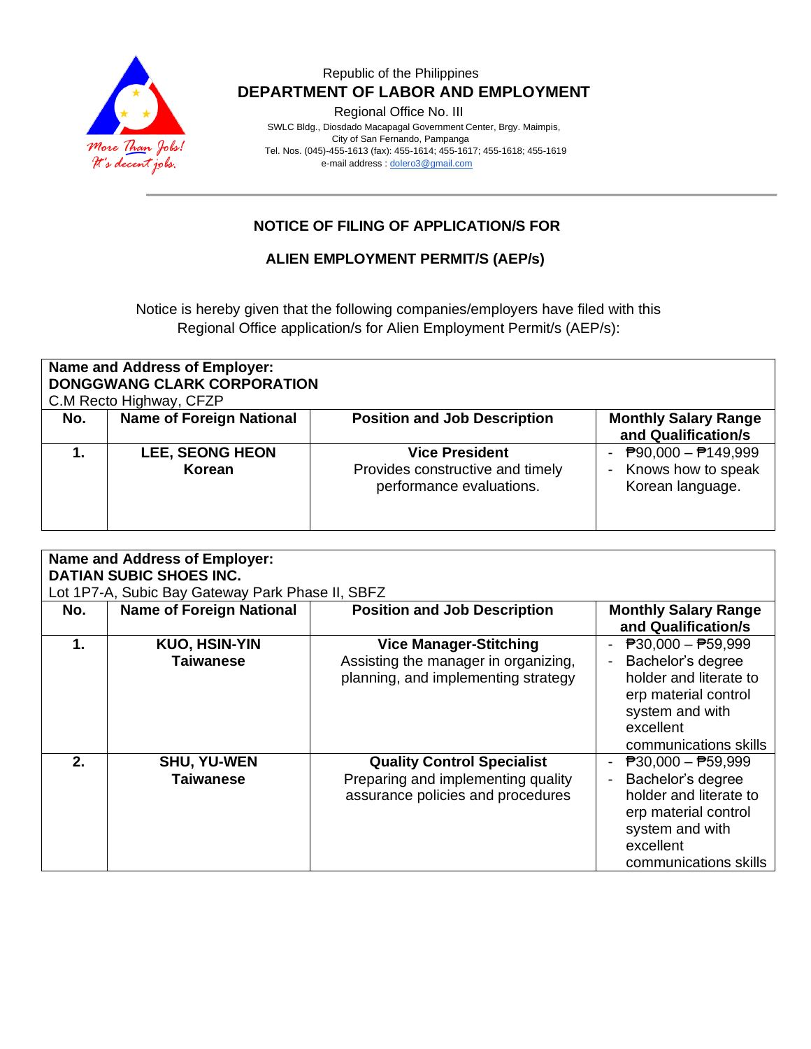Republic of the Philippines

**DEPARTMENT OF LABOR AND EMPLOYMENT**

Regional Office No. III

SWLC Bldg., Diosdado Macapagal Government Center, Brgy. Maimpis,
City of San Fernando, Pampanga
Tel. Nos. (045)-455-1613 (fax): 455-1614; 455-1617; 455-1618; 455-1619
e-mail address : dolero3@gmail.com

## NOTICE OF FILING OF APPLICATION/S FOR

## ALIEN EMPLOYMENT PERMIT/S (AEP/s)

Notice is hereby given that the following companies/employers have filed with this Regional Office application/s for Alien Employment Permit/s (AEP/s):

**Name and Address of Employer:**
**DONGGWANG CLARK CORPORATION**
C.M Recto Highway, CFZP

| No. | Name of Foreign National | Position and Job Description | Monthly Salary Range and Qualification/s |
|---|---|---|---|
| **1.** | **LEE, SEONG HEON**<br>**Korean** | **Vice President**<br>Provides constructive and timely performance evaluations. | - ₱90,000 – ₱149,999<br>- Knows how to speak Korean language. |

**Name and Address of Employer:**
**DATIAN SUBIC SHOES INC.**
Lot 1P7-A, Subic Bay Gateway Park Phase II, SBFZ

| No. | Name of Foreign National | Position and Job Description | Monthly Salary Range and Qualification/s |
|---|---|---|---|
| **1.** | **KUO, HSIN-YIN**<br>**Taiwanese** | **Vice Manager-Stitching**<br>Assisting the manager in organizing, planning, and implementing strategy | - ₱30,000 – ₱59,999<br>- Bachelor's degree holder and literate to erp material control system and with excellent communications skills |
| **2.** | **SHU, YU-WEN**<br>**Taiwanese** | **Quality Control Specialist**<br>Preparing and implementing quality assurance policies and procedures | - ₱30,000 – ₱59,999<br>- Bachelor's degree holder and literate to erp material control system and with excellent communications skills |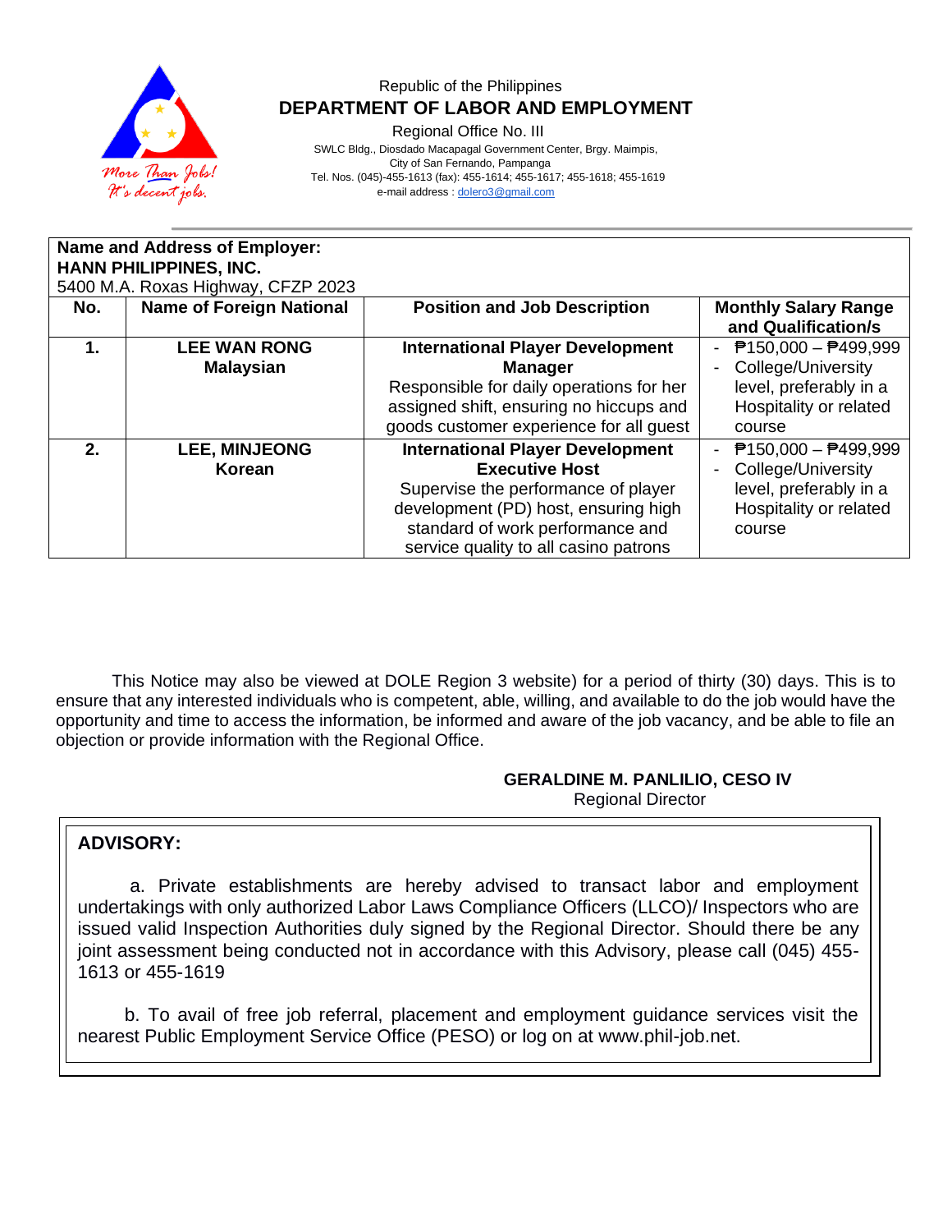Republic of the Philippines
**DEPARTMENT OF LABOR AND EMPLOYMENT**
Regional Office No. III
SWLC Bldg., Diosdado Macapagal Government Center, Brgy. Maimpis,
City of San Fernando, Pampanga
Tel. Nos. (045)-455-1613 (fax): 455-1614; 455-1617; 455-1618; 455-1619
e-mail address : dolero3@gmail.com

More Than Jobs! It's decent jobs.

**Name and Address of Employer:**
**HANN PHILIPPINES, INC.**
5400 M.A. Roxas Highway, CFZP 2023

| No. | Name of Foreign National | Position and Job Description | Monthly Salary Range and Qualification/s |
|---|---|---|---|
| **1.** | **LEE WAN RONG** **Malaysian** | **International Player Development Manager** Responsible for daily operations for her assigned shift, ensuring no hiccups and goods customer experience for all guest | - ₱150,000 – ₱499,999 - College/University level, preferably in a Hospitality or related course |
| **2.** | **LEE, MINJEONG** **Korean** | **International Player Development Executive Host** Supervise the performance of player development (PD) host, ensuring high standard of work performance and service quality to all casino patrons | - ₱150,000 – ₱499,999 - College/University level, preferably in a Hospitality or related course |

This Notice may also be viewed at DOLE Region 3 website) for a period of thirty (30) days. This is to ensure that any interested individuals who is competent, able, willing, and available to do the job would have the opportunity and time to access the information, be informed and aware of the job vacancy, and be able to file an objection or provide information with the Regional Office.

**GERALDINE M. PANLILIO, CESO IV**
Regional Director

**ADVISORY:**

a. Private establishments are hereby advised to transact labor and employment undertakings with only authorized Labor Laws Compliance Officers (LLCO)/ Inspectors who are issued valid Inspection Authorities duly signed by the Regional Director. Should there be any joint assessment being conducted not in accordance with this Advisory, please call (045) 455-1613 or 455-1619

b. To avail of free job referral, placement and employment guidance services visit the nearest Public Employment Service Office (PESO) or log on at www.phil-job.net.